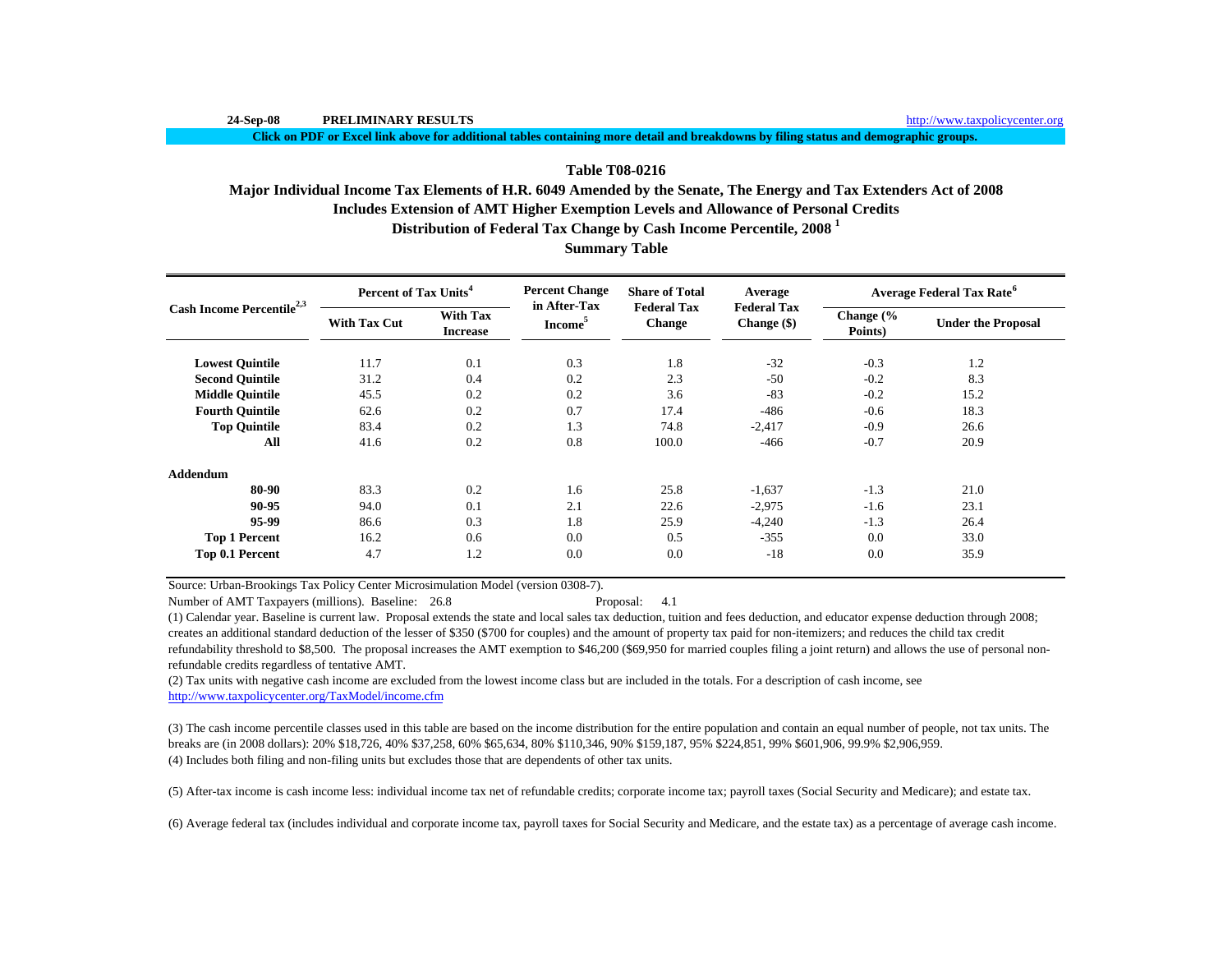24-Sep-08 **PRELIMINARY RESULTS** http://www.taxpolicycenter.org

**Click on PDF or Excel link above for additional tables containing more detail and breakdowns by filing status and demographic groups.**

## Table T08-0216

## Major Individual Income Tax Elements of H.R. 6049 Amended by the Senate, The Energy and Tax Extenders Act of 2008

## Includes Extension of AMT Higher Exemption Levels and Allowance of Personal Credits

## Distribution of Federal Tax Change by Cash Income Percentile, 2008 [1]

## Summary Table

| Cash Income Percentile[2,3] | Percent of Tax Units[4] | | Percent Change in After-Tax Income[5] | Share of Total Federal Tax Change | Average Federal Tax Change ($) | Average Federal Tax Rate[6] | |
|---|---|---|---|---|---|---|---|
| | With Tax Cut | With Tax Increase | | | | Change (% Points) | Under the Proposal |
| **Lowest Quintile** | 11.7 | 0.1 | 0.3 | 1.8 | -32 | -0.3 | 1.2 |
| **Second Quintile** | 31.2 | 0.4 | 0.2 | 2.3 | -50 | -0.2 | 8.3 |
| **Middle Quintile** | 45.5 | 0.2 | 0.2 | 3.6 | -83 | -0.2 | 15.2 |
| **Fourth Quintile** | 62.6 | 0.2 | 0.7 | 17.4 | -486 | -0.6 | 18.3 |
| **Top Quintile** | 83.4 | 0.2 | 1.3 | 74.8 | -2,417 | -0.9 | 26.6 |
| **All** | 41.6 | 0.2 | 0.8 | 100.0 | -466 | -0.7 | 20.9 |
| **Addendum** | | | | | | | |
| **80-90** | 83.3 | 0.2 | 1.6 | 25.8 | -1,637 | -1.3 | 21.0 |
| **90-95** | 94.0 | 0.1 | 2.1 | 22.6 | -2,975 | -1.6 | 23.1 |
| **95-99** | 86.6 | 0.3 | 1.8 | 25.9 | -4,240 | -1.3 | 26.4 |
| **Top 1 Percent** | 16.2 | 0.6 | 0.0 | 0.5 | -355 | 0.0 | 33.0 |
| **Top 0.1 Percent** | 4.7 | 1.2 | 0.0 | 0.0 | -18 | 0.0 | 35.9 |

Source: Urban-Brookings Tax Policy Center Microsimulation Model (version 0308-7).

Number of AMT Taxpayers (millions). Baseline: 26.8 Proposal: 4.1

(1) Calendar year. Baseline is current law. Proposal extends the state and local sales tax deduction, tuition and fees deduction, and educator expense deduction through 2008; creates an additional standard deduction of the lesser of $350 ($700 for couples) and the amount of property tax paid for non-itemizers; and reduces the child tax credit refundability threshold to $8,500. The proposal increases the AMT exemption to $46,200 ($69,950 for married couples filing a joint return) and allows the use of personal non-refundable credits regardless of tentative AMT.

(2) Tax units with negative cash income are excluded from the lowest income class but are included in the totals. For a description of cash income, see http://www.taxpolicycenter.org/TaxModel/income.cfm

(3) The cash income percentile classes used in this table are based on the income distribution for the entire population and contain an equal number of people, not tax units. The breaks are (in 2008 dollars): 20% $18,726, 40% $37,258, 60% $65,634, 80% $110,346, 90% $159,187, 95% $224,851, 99% $601,906, 99.9% $2,906,959.

(4) Includes both filing and non-filing units but excludes those that are dependents of other tax units.

(5) After-tax income is cash income less: individual income tax net of refundable credits; corporate income tax; payroll taxes (Social Security and Medicare); and estate tax.

(6) Average federal tax (includes individual and corporate income tax, payroll taxes for Social Security and Medicare, and the estate tax) as a percentage of average cash income.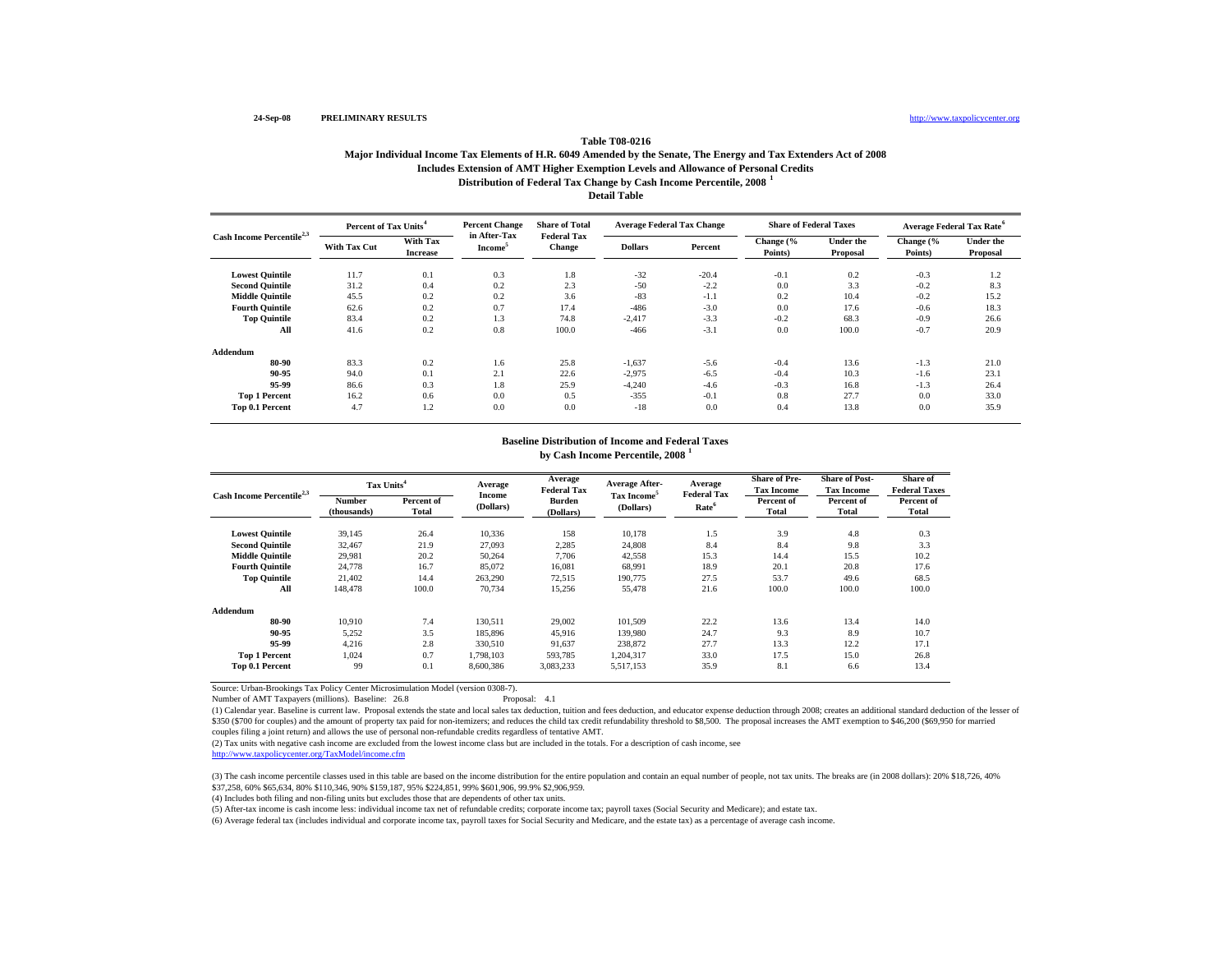24-Sep-08 **PRELIMINARY RESULTS** http://www.taxpolicycenter.org

**Table T08-0216**

**Major Individual Income Tax Elements of H.R. 6049 Amended by the Senate, The Energy and Tax Extenders Act of 2008**

**Includes Extension of AMT Higher Exemption Levels and Allowance of Personal Credits**

**Distribution of Federal Tax Change by Cash Income Percentile, 2008 [1]**

**Detail Table**

| Cash Income Percentile[2,3] | Percent of Tax Units[4] | | Percent Change in After-Tax Income[5] | Share of Total Federal Tax Change | Average Federal Tax Change | | Share of Federal Taxes | | Average Federal Tax Rate[6] | |
|---|---|---|---|---|---|---|---|---|---|---|
| | With Tax Cut | With Tax Increase | | | Dollars | Percent | Change (% Points) | Under the Proposal | Change (% Points) | Under the Proposal |
| Lowest Quintile | 11.7 | 0.1 | 0.3 | 1.8 | -32 | -20.4 | -0.1 | 0.2 | -0.3 | 1.2 |
| Second Quintile | 31.2 | 0.4 | 0.2 | 2.3 | -50 | -2.2 | 0.0 | 3.3 | -0.2 | 8.3 |
| Middle Quintile | 45.5 | 0.2 | 0.2 | 3.6 | -83 | -1.1 | 0.2 | 10.4 | -0.2 | 15.2 |
| Fourth Quintile | 62.6 | 0.2 | 0.7 | 17.4 | -486 | -3.0 | 0.0 | 17.6 | -0.6 | 18.3 |
| Top Quintile | 83.4 | 0.2 | 1.3 | 74.8 | -2,417 | -3.3 | -0.2 | 68.3 | -0.9 | 26.6 |
| All | 41.6 | 0.2 | 0.8 | 100.0 | -466 | -3.1 | 0.0 | 100.0 | -0.7 | 20.9 |
| **Addendum** | | | | | | | | | | |
| 80-90 | 83.3 | 0.2 | 1.6 | 25.8 | -1,637 | -5.6 | -0.4 | 13.6 | -1.3 | 21.0 |
| 90-95 | 94.0 | 0.1 | 2.1 | 22.6 | -2,975 | -6.5 | -0.4 | 10.3 | -1.6 | 23.1 |
| 95-99 | 86.6 | 0.3 | 1.8 | 25.9 | -4,240 | -4.6 | -0.3 | 16.8 | -1.3 | 26.4 |
| Top 1 Percent | 16.2 | 0.6 | 0.0 | 0.5 | -355 | -0.1 | 0.8 | 27.7 | 0.0 | 33.0 |
| Top 0.1 Percent | 4.7 | 1.2 | 0.0 | 0.0 | -18 | 0.0 | 0.4 | 13.8 | 0.0 | 35.9 |

**Baseline Distribution of Income and Federal Taxes by Cash Income Percentile, 2008 [1]**

| Cash Income Percentile[2,3] | Tax Units[4] | | Average Income (Dollars) | Average Federal Tax Burden (Dollars) | Average After-Tax Income[5] (Dollars) | Average Federal Tax Rate[6] | Share of Pre-Tax Income | Share of Post-Tax Income | Share of Federal Taxes |
|---|---|---|---|---|---|---|---|---|---|
| | Number (thousands) | Percent of Total | | | | | Percent of Total | Percent of Total | Percent of Total |
| Lowest Quintile | 39,145 | 26.4 | 10,336 | 158 | 10,178 | 1.5 | 3.9 | 4.8 | 0.3 |
| Second Quintile | 32,467 | 21.9 | 27,093 | 2,285 | 24,808 | 8.4 | 8.4 | 9.8 | 3.3 |
| Middle Quintile | 29,981 | 20.2 | 50,264 | 7,706 | 42,558 | 15.3 | 14.4 | 15.5 | 10.2 |
| Fourth Quintile | 24,778 | 16.7 | 85,072 | 16,081 | 68,991 | 18.9 | 20.1 | 20.8 | 17.6 |
| Top Quintile | 21,402 | 14.4 | 263,290 | 72,515 | 190,775 | 27.5 | 53.7 | 49.6 | 68.5 |
| All | 148,478 | 100.0 | 70,734 | 15,256 | 55,478 | 21.6 | 100.0 | 100.0 | 100.0 |
| **Addendum** | | | | | | | | | |
| 80-90 | 10,910 | 7.4 | 130,511 | 29,002 | 101,509 | 22.2 | 13.6 | 13.4 | 14.0 |
| 90-95 | 5,252 | 3.5 | 185,896 | 45,916 | 139,980 | 24.7 | 9.3 | 8.9 | 10.7 |
| 95-99 | 4,216 | 2.8 | 330,510 | 91,637 | 238,872 | 27.7 | 13.3 | 12.2 | 17.1 |
| Top 1 Percent | 1,024 | 0.7 | 1,798,103 | 593,785 | 1,204,317 | 33.0 | 17.5 | 15.0 | 26.8 |
| Top 0.1 Percent | 99 | 0.1 | 8,600,386 | 3,083,233 | 5,517,153 | 35.9 | 8.1 | 6.6 | 13.4 |

Source: Urban-Brookings Tax Policy Center Microsimulation Model (version 0308-7).

Number of AMT Taxpayers (millions). Baseline: 26.8 Proposal: 4.1

(1) Calendar year. Baseline is current law. Proposal extends the state and local sales tax deduction, tuition and fees deduction, and educator expense deduction through 2008; creates an additional standard deduction of the lesser of \$350 (\$700 for couples) and the amount of property tax paid for non-itemizers; and reduces the child tax credit refundability threshold to \$8,500. The proposal increases the AMT exemption to \$46,200 (\$69,950 for married couples filing a joint return) and allows the use of personal non-refundable credits regardless of tentative AMT.

(2) Tax units with negative cash income are excluded from the lowest income class but are included in the totals. For a description of cash income, see http://www.taxpolicycenter.org/TaxModel/income.cfm

(3) The cash income percentile classes used in this table are based on the income distribution for the entire population and contain an equal number of people, not tax units. The breaks are (in 2008 dollars): 20% \$18,726, 40% \$37,258, 60% \$65,634, 80% \$110,346, 90% \$159,187, 95% \$224,851, 99% \$601,906, 99.9% \$2,906,959.

(4) Includes both filing and non-filing units but excludes those that are dependents of other tax units.

(5) After-tax income is cash income less: individual income tax net of refundable credits; corporate income tax; payroll taxes (Social Security and Medicare); and estate tax.

(6) Average federal tax (includes individual and corporate income tax, payroll taxes for Social Security and Medicare, and the estate tax) as a percentage of average cash income.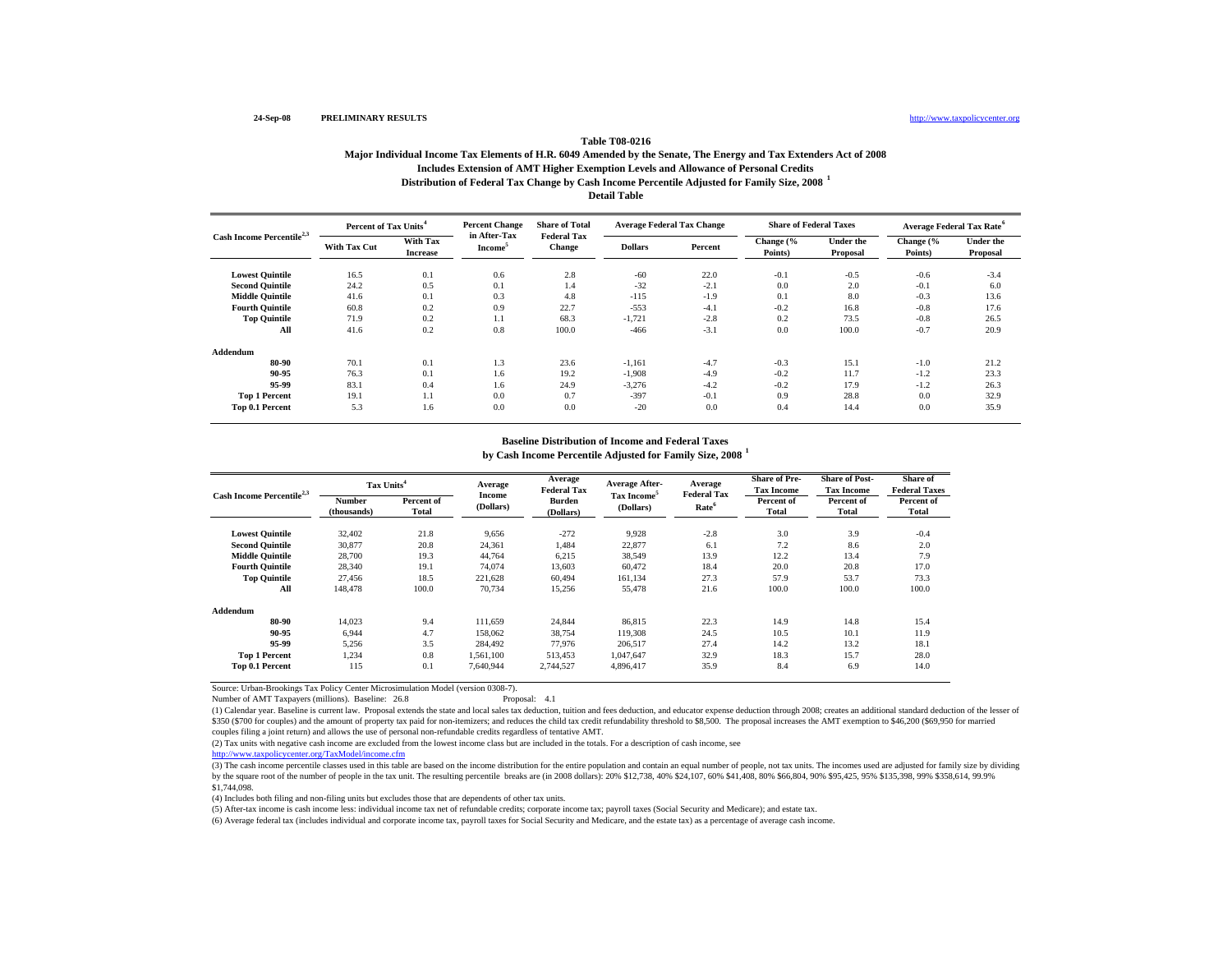24-Sep-08 PRELIMINARY RESULTS http://www.taxpolicycenter.org

## Table T08-0216

### Major Individual Income Tax Elements of H.R. 6049 Amended by the Senate, The Energy and Tax Extenders Act of 2008
### Includes Extension of AMT Higher Exemption Levels and Allowance of Personal Credits
### Distribution of Federal Tax Change by Cash Income Percentile Adjusted for Family Size, 2008 [1]
### Detail Table

| Cash Income Percentile[2,3] | Percent of Tax Units[4] | | Percent Change in After-Tax Income[5] | Share of Total Federal Tax Change | Average Federal Tax Change | | Share of Federal Taxes | | Average Federal Tax Rate[6] | |
|---|---|---|---|---|---|---|---|---|---|---|
| | With Tax Cut | With Tax Increase | | | Dollars | Percent | Change (% Points) | Under the Proposal | Change (% Points) | Under the Proposal |
| Lowest Quintile | 16.5 | 0.1 | 0.6 | 2.8 | -60 | 22.0 | -0.1 | -0.5 | -0.6 | -3.4 |
| Second Quintile | 24.2 | 0.5 | 0.1 | 1.4 | -32 | -2.1 | 0.0 | 2.0 | -0.1 | 6.0 |
| Middle Quintile | 41.6 | 0.1 | 0.3 | 4.8 | -115 | -1.9 | 0.1 | 8.0 | -0.3 | 13.6 |
| Fourth Quintile | 60.8 | 0.2 | 0.9 | 22.7 | -553 | -4.1 | -0.2 | 16.8 | -0.8 | 17.6 |
| Top Quintile | 71.9 | 0.2 | 1.1 | 68.3 | -1,721 | -2.8 | 0.2 | 73.5 | -0.8 | 26.5 |
| All | 41.6 | 0.2 | 0.8 | 100.0 | -466 | -3.1 | 0.0 | 100.0 | -0.7 | 20.9 |
| **Addendum** | | | | | | | | | | |
| 80-90 | 70.1 | 0.1 | 1.3 | 23.6 | -1,161 | -4.7 | -0.3 | 15.1 | -1.0 | 21.2 |
| 90-95 | 76.3 | 0.1 | 1.6 | 19.2 | -1,908 | -4.9 | -0.2 | 11.7 | -1.2 | 23.3 |
| 95-99 | 83.1 | 0.4 | 1.6 | 24.9 | -3,276 | -4.2 | -0.2 | 17.9 | -1.2 | 26.3 |
| Top 1 Percent | 19.1 | 1.1 | 0.0 | 0.7 | -397 | -0.1 | 0.9 | 28.8 | 0.0 | 32.9 |
| Top 0.1 Percent | 5.3 | 1.6 | 0.0 | 0.0 | -20 | 0.0 | 0.4 | 14.4 | 0.0 | 35.9 |

### Baseline Distribution of Income and Federal Taxes
### by Cash Income Percentile Adjusted for Family Size, 2008 [1]

| Cash Income Percentile[2,3] | Tax Units[4] | | Average Income (Dollars) | Average Federal Tax Burden (Dollars) | Average After-Tax Income[5] (Dollars) | Average Federal Tax Rate[6] | Share of Pre-Tax Income | Share of Post-Tax Income | Share of Federal Taxes |
|---|---|---|---|---|---|---|---|---|---|
| | Number (thousands) | Percent of Total | | | | | Percent of Total | Percent of Total | Percent of Total |
| Lowest Quintile | 32,402 | 21.8 | 9,656 | -272 | 9,928 | -2.8 | 3.0 | 3.9 | -0.4 |
| Second Quintile | 30,877 | 20.8 | 24,361 | 1,484 | 22,877 | 6.1 | 7.2 | 8.6 | 2.0 |
| Middle Quintile | 28,700 | 19.3 | 44,764 | 6,215 | 38,549 | 13.9 | 12.2 | 13.4 | 7.9 |
| Fourth Quintile | 28,340 | 19.1 | 74,074 | 13,603 | 60,472 | 18.4 | 20.0 | 20.8 | 17.0 |
| Top Quintile | 27,456 | 18.5 | 221,628 | 60,494 | 161,134 | 27.3 | 57.9 | 53.7 | 73.3 |
| All | 148,478 | 100.0 | 70,734 | 15,256 | 55,478 | 21.6 | 100.0 | 100.0 | 100.0 |
| **Addendum** | | | | | | | | | |
| 80-90 | 14,023 | 9.4 | 111,659 | 24,844 | 86,815 | 22.3 | 14.9 | 14.8 | 15.4 |
| 90-95 | 6,944 | 4.7 | 158,062 | 38,754 | 119,308 | 24.5 | 10.5 | 10.1 | 11.9 |
| 95-99 | 5,256 | 3.5 | 284,492 | 77,976 | 206,517 | 27.4 | 14.2 | 13.2 | 18.1 |
| Top 1 Percent | 1,234 | 0.8 | 1,561,100 | 513,453 | 1,047,647 | 32.9 | 18.3 | 15.7 | 28.0 |
| Top 0.1 Percent | 115 | 0.1 | 7,640,944 | 2,744,527 | 4,896,417 | 35.9 | 8.4 | 6.9 | 14.0 |

Source: Urban-Brookings Tax Policy Center Microsimulation Model (version 0308-7).

Number of AMT Taxpayers (millions). Baseline: 26.8 Proposal: 4.1

(1) Calendar year. Baseline is current law. Proposal extends the state and local sales tax deduction, tuition and fees deduction, and educator expense deduction through 2008; creates an additional standard deduction of the lesser of $350 ($700 for couples) and the amount of property tax paid for non-itemizers; and reduces the child tax credit refundability threshold to $8,500. The proposal increases the AMT exemption to $46,200 ($69,950 for married couples filing a joint return) and allows the use of personal non-refundable credits regardless of tentative AMT.

(2) Tax units with negative cash income are excluded from the lowest income class but are included in the totals. For a description of cash income, see
http://www.taxpolicycenter.org/TaxModel/income.cfm

(3) The cash income percentile classes used in this table are based on the income distribution for the entire population and contain an equal number of people, not tax units. The incomes used are adjusted for family size by dividing by the square root of the number of people in the tax unit. The resulting percentile breaks are (in 2008 dollars): 20% $12,738, 40% $24,107, 60% $41,408, 80% $66,804, 90% $95,425, 95% $135,398, 99% $358,614, 99.9% $1,744,098.

(4) Includes both filing and non-filing units but excludes those that are dependents of other tax units.

(5) After-tax income is cash income less: individual income tax net of refundable credits; corporate income tax; payroll taxes (Social Security and Medicare); and estate tax.

(6) Average federal tax (includes individual and corporate income tax, payroll taxes for Social Security and Medicare, and the estate tax) as a percentage of average cash income.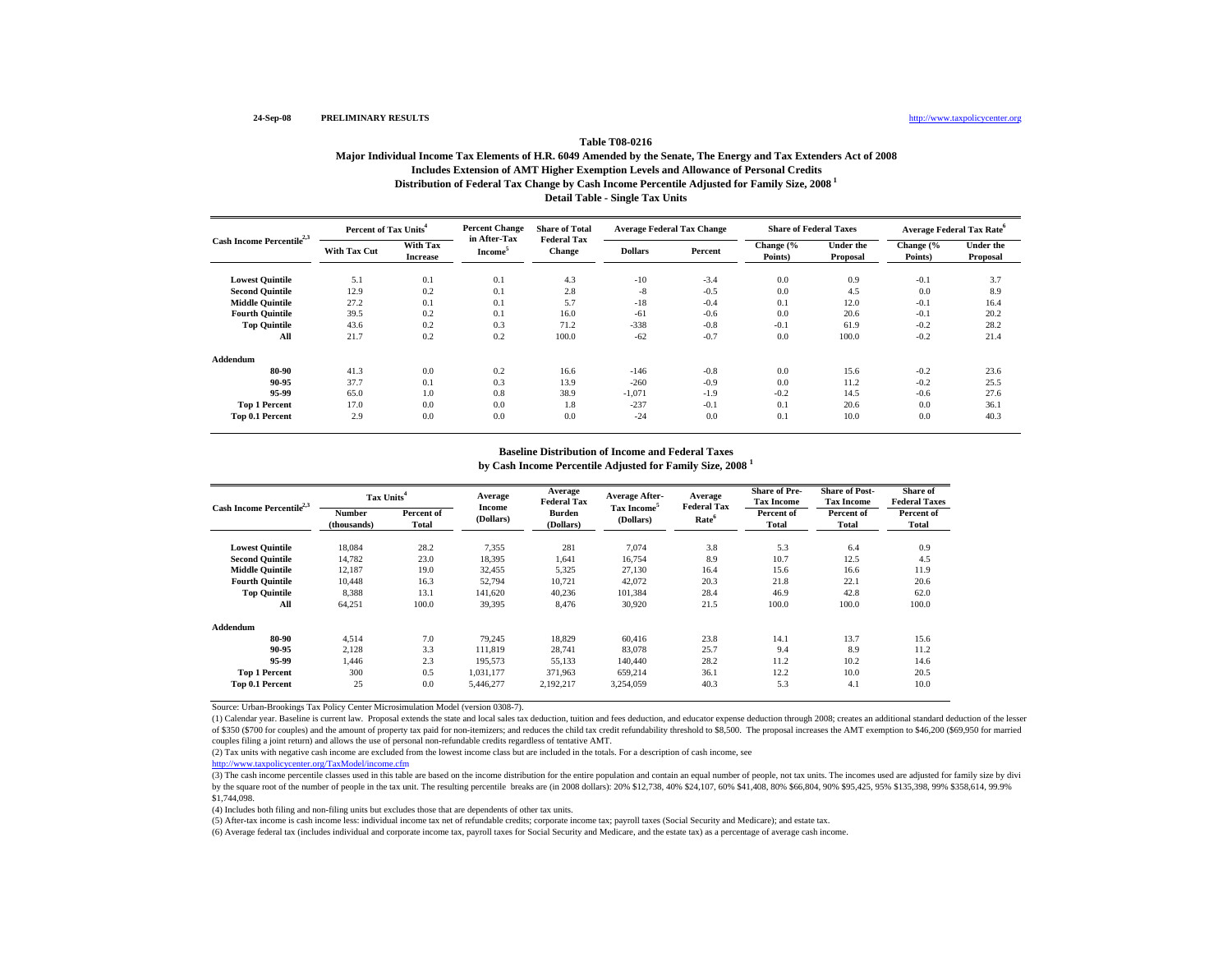24-Sep-08 **PRELIMINARY RESULTS** http://www.taxpolicycenter.org

**Table T08-0216**

**Major Individual Income Tax Elements of H.R. 6049 Amended by the Senate, The Energy and Tax Extenders Act of 2008**

**Includes Extension of AMT Higher Exemption Levels and Allowance of Personal Credits**

**Distribution of Federal Tax Change by Cash Income Percentile Adjusted for Family Size, 2008 [1]**

**Detail Table - Single Tax Units**

| Cash Income Percentile[2,3] | Percent of Tax Units[4] | | Percent Change in After-Tax Income[5] | Share of Total Federal Tax Change | Average Federal Tax Change | | Share of Federal Taxes | | Average Federal Tax Rate[6] | |
|---|---|---|---|---|---|---|---|---|---|---|
| | With Tax Cut | With Tax Increase | | | Dollars | Percent | Change (% Points) | Under the Proposal | Change (% Points) | Under the Proposal |
| Lowest Quintile | 5.1 | 0.1 | 0.1 | 4.3 | -10 | -3.4 | 0.0 | 0.9 | -0.1 | 3.7 |
| Second Quintile | 12.9 | 0.2 | 0.1 | 2.8 | -8 | -0.5 | 0.0 | 4.5 | 0.0 | 8.9 |
| Middle Quintile | 27.2 | 0.1 | 0.1 | 5.7 | -18 | -0.4 | 0.1 | 12.0 | -0.1 | 16.4 |
| Fourth Quintile | 39.5 | 0.2 | 0.1 | 16.0 | -61 | -0.6 | 0.0 | 20.6 | -0.1 | 20.2 |
| Top Quintile | 43.6 | 0.2 | 0.3 | 71.2 | -338 | -0.8 | -0.1 | 61.9 | -0.2 | 28.2 |
| All | 21.7 | 0.2 | 0.2 | 100.0 | -62 | -0.7 | 0.0 | 100.0 | -0.2 | 21.4 |
| **Addendum** | | | | | | | | | | |
| 80-90 | 41.3 | 0.0 | 0.2 | 16.6 | -146 | -0.8 | 0.0 | 15.6 | -0.2 | 23.6 |
| 90-95 | 37.7 | 0.1 | 0.3 | 13.9 | -260 | -0.9 | 0.0 | 11.2 | -0.2 | 25.5 |
| 95-99 | 65.0 | 1.0 | 0.8 | 38.9 | -1,071 | -1.9 | -0.2 | 14.5 | -0.6 | 27.6 |
| Top 1 Percent | 17.0 | 0.0 | 0.0 | 1.8 | -237 | -0.1 | 0.1 | 20.6 | 0.0 | 36.1 |
| Top 0.1 Percent | 2.9 | 0.0 | 0.0 | 0.0 | -24 | 0.0 | 0.1 | 10.0 | 0.0 | 40.3 |

**Baseline Distribution of Income and Federal Taxes**

**by Cash Income Percentile Adjusted for Family Size, 2008 [1]**

| Cash Income Percentile[2,3] | Tax Units[4] | | Average Income (Dollars) | Average Federal Tax Burden (Dollars) | Average After-Tax Income[5] (Dollars) | Average Federal Tax Rate[6] | Share of Pre-Tax Income | Share of Post-Tax Income | Share of Federal Taxes |
|---|---|---|---|---|---|---|---|---|---|
| | Number (thousands) | Percent of Total | | | | | Percent of Total | Percent of Total | Percent of Total |
| Lowest Quintile | 18,084 | 28.2 | 7,355 | 281 | 7,074 | 3.8 | 5.3 | 6.4 | 0.9 |
| Second Quintile | 14,782 | 23.0 | 18,395 | 1,641 | 16,754 | 8.9 | 10.7 | 12.5 | 4.5 |
| Middle Quintile | 12,187 | 19.0 | 32,455 | 5,325 | 27,130 | 16.4 | 15.6 | 16.6 | 11.9 |
| Fourth Quintile | 10,448 | 16.3 | 52,794 | 10,721 | 42,072 | 20.3 | 21.8 | 22.1 | 20.6 |
| Top Quintile | 8,388 | 13.1 | 141,620 | 40,236 | 101,384 | 28.4 | 46.9 | 42.8 | 62.0 |
| All | 64,251 | 100.0 | 39,395 | 8,476 | 30,920 | 21.5 | 100.0 | 100.0 | 100.0 |
| **Addendum** | | | | | | | | | |
| 80-90 | 4,514 | 7.0 | 79,245 | 18,829 | 60,416 | 23.8 | 14.1 | 13.7 | 15.6 |
| 90-95 | 2,128 | 3.3 | 111,819 | 28,741 | 83,078 | 25.7 | 9.4 | 8.9 | 11.2 |
| 95-99 | 1,446 | 2.3 | 195,573 | 55,133 | 140,440 | 28.2 | 11.2 | 10.2 | 14.6 |
| Top 1 Percent | 300 | 0.5 | 1,031,177 | 371,963 | 659,214 | 36.1 | 12.2 | 10.0 | 20.5 |
| Top 0.1 Percent | 25 | 0.0 | 5,446,277 | 2,192,217 | 3,254,059 | 40.3 | 5.3 | 4.1 | 10.0 |

Source: Urban-Brookings Tax Policy Center Microsimulation Model (version 0308-7).

(1) Calendar year. Baseline is current law. Proposal extends the state and local sales tax deduction, tuition and fees deduction, and educator expense deduction through 2008; creates an additional standard deduction of the lesser of $350 ($700 for couples) and the amount of property tax paid for non-itemizers; and reduces the child tax credit refundability threshold to $8,500. The proposal increases the AMT exemption to $46,200 ($69,950 for married couples filing a joint return) and allows the use of personal non-refundable credits regardless of tentative AMT.

(2) Tax units with negative cash income are excluded from the lowest income class but are included in the totals. For a description of cash income, see http://www.taxpolicycenter.org/TaxModel/income.cfm

(3) The cash income percentile classes used in this table are based on the income distribution for the entire population and contain an equal number of people, not tax units. The incomes used are adjusted for family size by divi by the square root of the number of people in the tax unit. The resulting percentile breaks are (in 2008 dollars): 20% $12,738, 40% $24,107, 60% $41,408, 80% $66,804, 90% $95,425, 95% $135,398, 99% $358,614, 99.9% $1,744,098.

(4) Includes both filing and non-filing units but excludes those that are dependents of other tax units.

(5) After-tax income is cash income less: individual income tax net of refundable credits; corporate income tax; payroll taxes (Social Security and Medicare); and estate tax.

(6) Average federal tax (includes individual and corporate income tax, payroll taxes for Social Security and Medicare, and the estate tax) as a percentage of average cash income.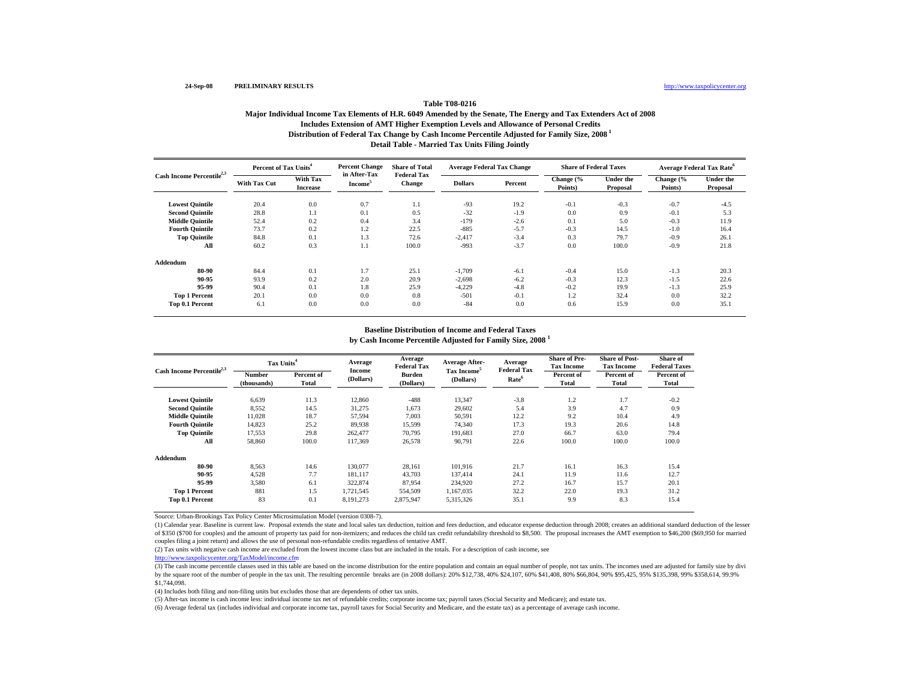24-Sep-08 **PRELIMINARY RESULTS** http://www.taxpolicycenter.org

### Table T08-0216
### Major Individual Income Tax Elements of H.R. 6049 Amended by the Senate, The Energy and Tax Extenders Act of 2008
### Includes Extension of AMT Higher Exemption Levels and Allowance of Personal Credits
### Distribution of Federal Tax Change by Cash Income Percentile Adjusted for Family Size, 2008 [1]
### Detail Table - Married Tax Units Filing Jointly

| Cash Income Percentile[2,3] | Percent of Tax Units[4] | | Percent Change in After-Tax Income[5] | Share of Total Federal Tax Change | Average Federal Tax Change | | Share of Federal Taxes | | Average Federal Tax Rate[6] | |
|---|---|---|---|---|---|---|---|---|---|---|
| | With Tax Cut | With Tax Increase | | | Dollars | Percent | Change (% Points) | Under the Proposal | Change (% Points) | Under the Proposal |
| Lowest Quintile | 20.4 | 0.0 | 0.7 | 1.1 | -93 | 19.2 | -0.1 | -0.3 | -0.7 | -4.5 |
| Second Quintile | 28.8 | 1.1 | 0.1 | 0.5 | -32 | -1.9 | 0.0 | 0.9 | -0.1 | 5.3 |
| Middle Quintile | 52.4 | 0.2 | 0.4 | 3.4 | -179 | -2.6 | 0.1 | 5.0 | -0.3 | 11.9 |
| Fourth Quintile | 73.7 | 0.2 | 1.2 | 22.5 | -885 | -5.7 | -0.3 | 14.5 | -1.0 | 16.4 |
| Top Quintile | 84.8 | 0.1 | 1.3 | 72.6 | -2,417 | -3.4 | 0.3 | 79.7 | -0.9 | 26.1 |
| All | 60.2 | 0.3 | 1.1 | 100.0 | -993 | -3.7 | 0.0 | 100.0 | -0.9 | 21.8 |
| **Addendum** | | | | | | | | | | |
| 80-90 | 84.4 | 0.1 | 1.7 | 25.1 | -1,709 | -6.1 | -0.4 | 15.0 | -1.3 | 20.3 |
| 90-95 | 93.9 | 0.2 | 2.0 | 20.9 | -2,698 | -6.2 | -0.3 | 12.3 | -1.5 | 22.6 |
| 95-99 | 90.4 | 0.1 | 1.8 | 25.9 | -4,229 | -4.8 | -0.2 | 19.9 | -1.3 | 25.9 |
| Top 1 Percent | 20.1 | 0.0 | 0.0 | 0.8 | -501 | -0.1 | 1.2 | 32.4 | 0.0 | 32.2 |
| Top 0.1 Percent | 6.1 | 0.0 | 0.0 | 0.0 | -84 | 0.0 | 0.6 | 15.9 | 0.0 | 35.1 |

### Baseline Distribution of Income and Federal Taxes
### by Cash Income Percentile Adjusted for Family Size, 2008 [1]

| Cash Income Percentile[2,3] | Tax Units[4] | | Average Income (Dollars) | Average Federal Tax Burden (Dollars) | Average After-Tax Income[5] (Dollars) | Average Federal Tax Rate[6] | Share of Pre-Tax Income | Share of Post-Tax Income | Share of Federal Taxes |
|---|---|---|---|---|---|---|---|---|---|
| | Number (thousands) | Percent of Total | | | | | Percent of Total | Percent of Total | Percent of Total |
| Lowest Quintile | 6,639 | 11.3 | 12,860 | -488 | 13,347 | -3.8 | 1.2 | 1.7 | -0.2 |
| Second Quintile | 8,552 | 14.5 | 31,275 | 1,673 | 29,602 | 5.4 | 3.9 | 4.7 | 0.9 |
| Middle Quintile | 11,028 | 18.7 | 57,594 | 7,003 | 50,591 | 12.2 | 9.2 | 10.4 | 4.9 |
| Fourth Quintile | 14,823 | 25.2 | 89,938 | 15,599 | 74,340 | 17.3 | 19.3 | 20.6 | 14.8 |
| Top Quintile | 17,553 | 29.8 | 262,477 | 70,795 | 191,683 | 27.0 | 66.7 | 63.0 | 79.4 |
| All | 58,860 | 100.0 | 117,369 | 26,578 | 90,791 | 22.6 | 100.0 | 100.0 | 100.0 |
| **Addendum** | | | | | | | | | |
| 80-90 | 8,563 | 14.6 | 130,077 | 28,161 | 101,916 | 21.7 | 16.1 | 16.3 | 15.4 |
| 90-95 | 4,528 | 7.7 | 181,117 | 43,703 | 137,414 | 24.1 | 11.9 | 11.6 | 12.7 |
| 95-99 | 3,580 | 6.1 | 322,874 | 87,954 | 234,920 | 27.2 | 16.7 | 15.7 | 20.1 |
| Top 1 Percent | 881 | 1.5 | 1,721,545 | 554,509 | 1,167,035 | 32.2 | 22.0 | 19.3 | 31.2 |
| Top 0.1 Percent | 83 | 0.1 | 8,191,273 | 2,875,947 | 5,315,326 | 35.1 | 9.9 | 8.3 | 15.4 |

Source: Urban-Brookings Tax Policy Center Microsimulation Model (version 0308-7).

(1) Calendar year. Baseline is current law. Proposal extends the state and local sales tax deduction, tuition and fees deduction, and educator expense deduction through 2008; creates an additional standard deduction of the lesser of $350 ($700 for couples) and the amount of property tax paid for non-itemizers; and reduces the child tax credit refundability threshold to $8,500. The proposal increases the AMT exemption to $46,200 ($69,950 for married couples filing a joint return) and allows the use of personal non-refundable credits regardless of tentative AMT.

(2) Tax units with negative cash income are excluded from the lowest income class but are included in the totals. For a description of cash income, see http://www.taxpolicycenter.org/TaxModel/income.cfm

(3) The cash income percentile classes used in this table are based on the income distribution for the entire population and contain an equal number of people, not tax units. The incomes used are adjusted for family size by divi by the square root of the number of people in the tax unit. The resulting percentile breaks are (in 2008 dollars): 20% $12,738, 40% $24,107, 60% $41,408, 80% $66,804, 90% $95,425, 95% $135,398, 99% $358,614, 99.9% $1,744,098.

(4) Includes both filing and non-filing units but excludes those that are dependents of other tax units.

(5) After-tax income is cash income less: individual income tax net of refundable credits; corporate income tax; payroll taxes (Social Security and Medicare); and estate tax.

(6) Average federal tax (includes individual and corporate income tax, payroll taxes for Social Security and Medicare, and the estate tax) as a percentage of average cash income.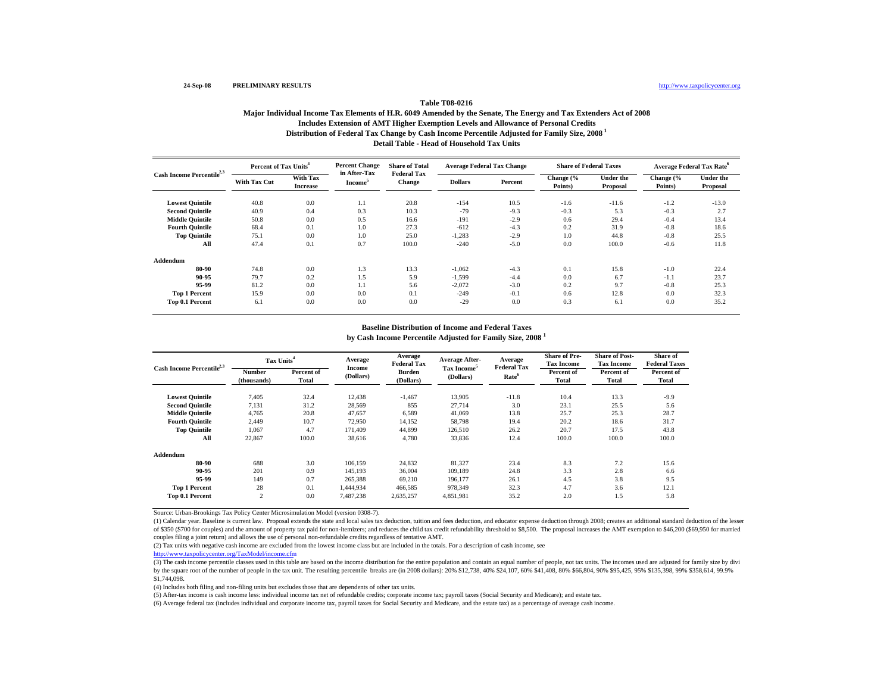24-Sep-08 PRELIMINARY RESULTS http://www.taxpolicycenter.org

**Table T08-0216**

**Major Individual Income Tax Elements of H.R. 6049 Amended by the Senate, The Energy and Tax Extenders Act of 2008**
**Includes Extension of AMT Higher Exemption Levels and Allowance of Personal Credits**
**Distribution of Federal Tax Change by Cash Income Percentile Adjusted for Family Size, 2008 [1]**
**Detail Table - Head of Household Tax Units**

| Cash Income Percentile[2,3] | Percent of Tax Units[4] | | Percent Change in After-Tax Income[5] | Share of Total Federal Tax Change | Average Federal Tax Change | | Share of Federal Taxes | | Average Federal Tax Rate[6] | |
|---|---|---|---|---|---|---|---|---|---|---|
| | With Tax Cut | With Tax Increase | | | Dollars | Percent | Change (% Points) | Under the Proposal | Change (% Points) | Under the Proposal |
| Lowest Quintile | 40.8 | 0.0 | 1.1 | 20.8 | -154 | 10.5 | -1.6 | -11.6 | -1.2 | -13.0 |
| Second Quintile | 40.9 | 0.4 | 0.3 | 10.3 | -79 | -9.3 | -0.3 | 5.3 | -0.3 | 2.7 |
| Middle Quintile | 50.8 | 0.0 | 0.5 | 16.6 | -191 | -2.9 | 0.6 | 29.4 | -0.4 | 13.4 |
| Fourth Quintile | 68.4 | 0.1 | 1.0 | 27.3 | -612 | -4.3 | 0.2 | 31.9 | -0.8 | 18.6 |
| Top Quintile | 75.1 | 0.0 | 1.0 | 25.0 | -1,283 | -2.9 | 1.0 | 44.8 | -0.8 | 25.5 |
| All | 47.4 | 0.1 | 0.7 | 100.0 | -240 | -5.0 | 0.0 | 100.0 | -0.6 | 11.8 |
| **Addendum** | | | | | | | | | | |
| 80-90 | 74.8 | 0.0 | 1.3 | 13.3 | -1,062 | -4.3 | 0.1 | 15.8 | -1.0 | 22.4 |
| 90-95 | 79.7 | 0.2 | 1.5 | 5.9 | -1,599 | -4.4 | 0.0 | 6.7 | -1.1 | 23.7 |
| 95-99 | 81.2 | 0.0 | 1.1 | 5.6 | -2,072 | -3.0 | 0.2 | 9.7 | -0.8 | 25.3 |
| Top 1 Percent | 15.9 | 0.0 | 0.0 | 0.1 | -249 | -0.1 | 0.6 | 12.8 | 0.0 | 32.3 |
| Top 0.1 Percent | 6.1 | 0.0 | 0.0 | 0.0 | -29 | 0.0 | 0.3 | 6.1 | 0.0 | 35.2 |

**Baseline Distribution of Income and Federal Taxes**
**by Cash Income Percentile Adjusted for Family Size, 2008 [1]**

| Cash Income Percentile[2,3] | Tax Units[4] | | Average Income (Dollars) | Average Federal Tax Burden (Dollars) | Average After-Tax Income[5] (Dollars) | Average Federal Tax Rate[6] | Share of Pre-Tax Income | Share of Post-Tax Income | Share of Federal Taxes |
|---|---|---|---|---|---|---|---|---|---|
| | Number (thousands) | Percent of Total | | | | | Percent of Total | Percent of Total | Percent of Total |
| Lowest Quintile | 7,405 | 32.4 | 12,438 | -1,467 | 13,905 | -11.8 | 10.4 | 13.3 | -9.9 |
| Second Quintile | 7,131 | 31.2 | 28,569 | 855 | 27,714 | 3.0 | 23.1 | 25.5 | 5.6 |
| Middle Quintile | 4,765 | 20.8 | 47,657 | 6,589 | 41,069 | 13.8 | 25.7 | 25.3 | 28.7 |
| Fourth Quintile | 2,449 | 10.7 | 72,950 | 14,152 | 58,798 | 19.4 | 20.2 | 18.6 | 31.7 |
| Top Quintile | 1,067 | 4.7 | 171,409 | 44,899 | 126,510 | 26.2 | 20.7 | 17.5 | 43.8 |
| All | 22,867 | 100.0 | 38,616 | 4,780 | 33,836 | 12.4 | 100.0 | 100.0 | 100.0 |
| **Addendum** | | | | | | | | | |
| 80-90 | 688 | 3.0 | 106,159 | 24,832 | 81,327 | 23.4 | 8.3 | 7.2 | 15.6 |
| 90-95 | 201 | 0.9 | 145,193 | 36,004 | 109,189 | 24.8 | 3.3 | 2.8 | 6.6 |
| 95-99 | 149 | 0.7 | 265,388 | 69,210 | 196,177 | 26.1 | 4.5 | 3.8 | 9.5 |
| Top 1 Percent | 28 | 0.1 | 1,444,934 | 466,585 | 978,349 | 32.3 | 4.7 | 3.6 | 12.1 |
| Top 0.1 Percent | 2 | 0.0 | 7,487,238 | 2,635,257 | 4,851,981 | 35.2 | 2.0 | 1.5 | 5.8 |

Source: Urban-Brookings Tax Policy Center Microsimulation Model (version 0308-7).

(1) Calendar year. Baseline is current law. Proposal extends the state and local sales tax deduction, tuition and fees deduction, and educator expense deduction through 2008; creates an additional standard deduction of the lesser of $350 ($700 for couples) and the amount of property tax paid for non-itemizers; and reduces the child tax credit refundability threshold to $8,500. The proposal increases the AMT exemption to $46,200 ($69,950 for married couples filing a joint return) and allows the use of personal non-refundable credits regardless of tentative AMT.

(2) Tax units with negative cash income are excluded from the lowest income class but are included in the totals. For a description of cash income, see
http://www.taxpolicycenter.org/TaxModel/income.cfm

(3) The cash income percentile classes used in this table are based on the income distribution for the entire population and contain an equal number of people, not tax units. The incomes used are adjusted for family size by divi by the square root of the number of people in the tax unit. The resulting percentile breaks are (in 2008 dollars): 20% $12,738, 40% $24,107, 60% $41,408, 80% $66,804, 90% $95,425, 95% $135,398, 99% $358,614, 99.9% $1,744,098.

(4) Includes both filing and non-filing units but excludes those that are dependents of other tax units.

(5) After-tax income is cash income less: individual income tax net of refundable credits; corporate income tax; payroll taxes (Social Security and Medicare); and estate tax.

(6) Average federal tax (includes individual and corporate income tax, payroll taxes for Social Security and Medicare, and the estate tax) as a percentage of average cash income.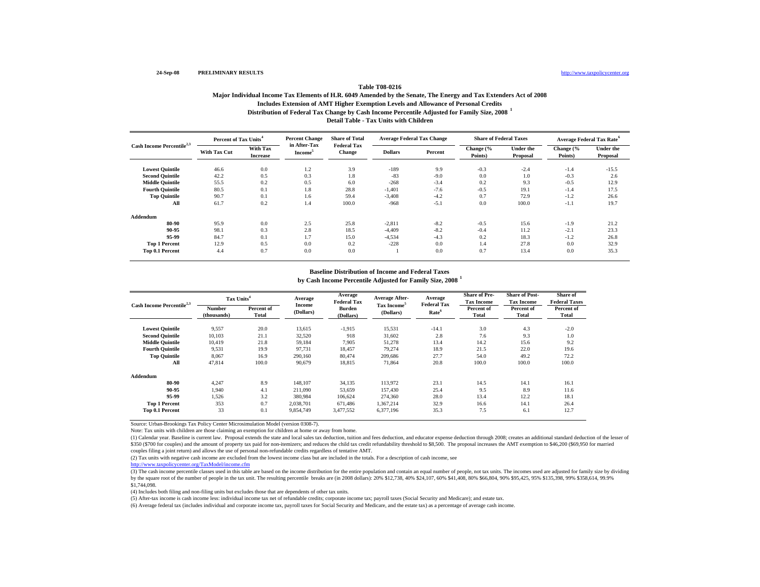24-Sep-08 **PRELIMINARY RESULTS** http://www.taxpolicycenter.org

**Table T08-0216**

**Major Individual Income Tax Elements of H.R. 6049 Amended by the Senate, The Energy and Tax Extenders Act of 2008**

**Includes Extension of AMT Higher Exemption Levels and Allowance of Personal Credits**

**Distribution of Federal Tax Change by Cash Income Percentile Adjusted for Family Size, 2008 [1]**

**Detail Table - Tax Units with Children**

| Cash Income Percentile[2,3] | Percent of Tax Units[4] | | Percent Change in After-Tax Income[5] | Share of Total Federal Tax Change | Average Federal Tax Change | | Share of Federal Taxes | | Average Federal Tax Rate[6] | |
|---|---|---|---|---|---|---|---|---|---|---|
| | With Tax Cut | With Tax Increase | | | Dollars | Percent | Change (% Points) | Under the Proposal | Change (% Points) | Under the Proposal |
| Lowest Quintile | 46.6 | 0.0 | 1.2 | 3.9 | -189 | 9.9 | -0.3 | -2.4 | -1.4 | -15.5 |
| Second Quintile | 42.2 | 0.5 | 0.3 | 1.8 | -83 | -9.0 | 0.0 | 1.0 | -0.3 | 2.6 |
| Middle Quintile | 55.5 | 0.2 | 0.5 | 6.0 | -268 | -3.4 | 0.2 | 9.3 | -0.5 | 12.9 |
| Fourth Quintile | 80.5 | 0.1 | 1.8 | 28.8 | -1,401 | -7.6 | -0.5 | 19.1 | -1.4 | 17.5 |
| Top Quintile | 90.7 | 0.1 | 1.6 | 59.4 | -3,408 | -4.2 | 0.7 | 72.9 | -1.2 | 26.6 |
| All | 61.7 | 0.2 | 1.4 | 100.0 | -968 | -5.1 | 0.0 | 100.0 | -1.1 | 19.7 |
| **Addendum** | | | | | | | | | | |
| 80-90 | 95.9 | 0.0 | 2.5 | 25.8 | -2,811 | -8.2 | -0.5 | 15.6 | -1.9 | 21.2 |
| 90-95 | 98.1 | 0.3 | 2.8 | 18.5 | -4,409 | -8.2 | -0.4 | 11.2 | -2.1 | 23.3 |
| 95-99 | 84.7 | 0.1 | 1.7 | 15.0 | -4,534 | -4.3 | 0.2 | 18.3 | -1.2 | 26.8 |
| Top 1 Percent | 12.9 | 0.5 | 0.0 | 0.2 | -228 | 0.0 | 1.4 | 27.8 | 0.0 | 32.9 |
| Top 0.1 Percent | 4.4 | 0.7 | 0.0 | 0.0 | 1 | 0.0 | 0.7 | 13.4 | 0.0 | 35.3 |

**Baseline Distribution of Income and Federal Taxes**

**by Cash Income Percentile Adjusted for Family Size, 2008 [1]**

| Cash Income Percentile[2,3] | Tax Units[4] | | Average Income (Dollars) | Average Federal Tax Burden (Dollars) | Average After-Tax Income[5] (Dollars) | Average Federal Tax Rate[6] | Share of Pre-Tax Income | Share of Post-Tax Income | Share of Federal Taxes |
|---|---|---|---|---|---|---|---|---|---|
| | Number (thousands) | Percent of Total | | | | | Percent of Total | Percent of Total | Percent of Total |
| Lowest Quintile | 9,557 | 20.0 | 13,615 | -1,915 | 15,531 | -14.1 | 3.0 | 4.3 | -2.0 |
| Second Quintile | 10,103 | 21.1 | 32,520 | 918 | 31,602 | 2.8 | 7.6 | 9.3 | 1.0 |
| Middle Quintile | 10,419 | 21.8 | 59,184 | 7,905 | 51,278 | 13.4 | 14.2 | 15.6 | 9.2 |
| Fourth Quintile | 9,531 | 19.9 | 97,731 | 18,457 | 79,274 | 18.9 | 21.5 | 22.0 | 19.6 |
| Top Quintile | 8,067 | 16.9 | 290,160 | 80,474 | 209,686 | 27.7 | 54.0 | 49.2 | 72.2 |
| All | 47,814 | 100.0 | 90,679 | 18,815 | 71,864 | 20.8 | 100.0 | 100.0 | 100.0 |
| **Addendum** | | | | | | | | | |
| 80-90 | 4,247 | 8.9 | 148,107 | 34,135 | 113,972 | 23.1 | 14.5 | 14.1 | 16.1 |
| 90-95 | 1,940 | 4.1 | 211,090 | 53,659 | 157,430 | 25.4 | 9.5 | 8.9 | 11.6 |
| 95-99 | 1,526 | 3.2 | 380,984 | 106,624 | 274,360 | 28.0 | 13.4 | 12.2 | 18.1 |
| Top 1 Percent | 353 | 0.7 | 2,038,701 | 671,486 | 1,367,214 | 32.9 | 16.6 | 14.1 | 26.4 |
| Top 0.1 Percent | 33 | 0.1 | 9,854,749 | 3,477,552 | 6,377,196 | 35.3 | 7.5 | 6.1 | 12.7 |

Source: Urban-Brookings Tax Policy Center Microsimulation Model (version 0308-7).

Note: Tax units with children are those claiming an exemption for children at home or away from home.

(1) Calendar year. Baseline is current law. Proposal extends the state and local sales tax deduction, tuition and fees deduction, and educator expense deduction through 2008; creates an additional standard deduction of the lesser of $350 ($700 for couples) and the amount of property tax paid for non-itemizers; and reduces the child tax credit refundability threshold to $8,500. The proposal increases the AMT exemption to $46,200 ($69,950 for married couples filing a joint return) and allows the use of personal non-refundable credits regardless of tentative AMT.

(2) Tax units with negative cash income are excluded from the lowest income class but are included in the totals. For a description of cash income, see http://www.taxpolicycenter.org/TaxModel/income.cfm

(3) The cash income percentile classes used in this table are based on the income distribution for the entire population and contain an equal number of people, not tax units. The incomes used are adjusted for family size by dividing by the square root of the number of people in the tax unit. The resulting percentile breaks are (in 2008 dollars): 20% $12,738, 40% $24,107, 60% $41,408, 80% $66,804, 90% $95,425, 95% $135,398, 99% $358,614, 99.9% $1,744,098.

(4) Includes both filing and non-filing units but excludes those that are dependents of other tax units.

(5) After-tax income is cash income less: individual income tax net of refundable credits; corporate income tax; payroll taxes (Social Security and Medicare); and estate tax.

(6) Average federal tax (includes individual and corporate income tax, payroll taxes for Social Security and Medicare, and the estate tax) as a percentage of average cash income.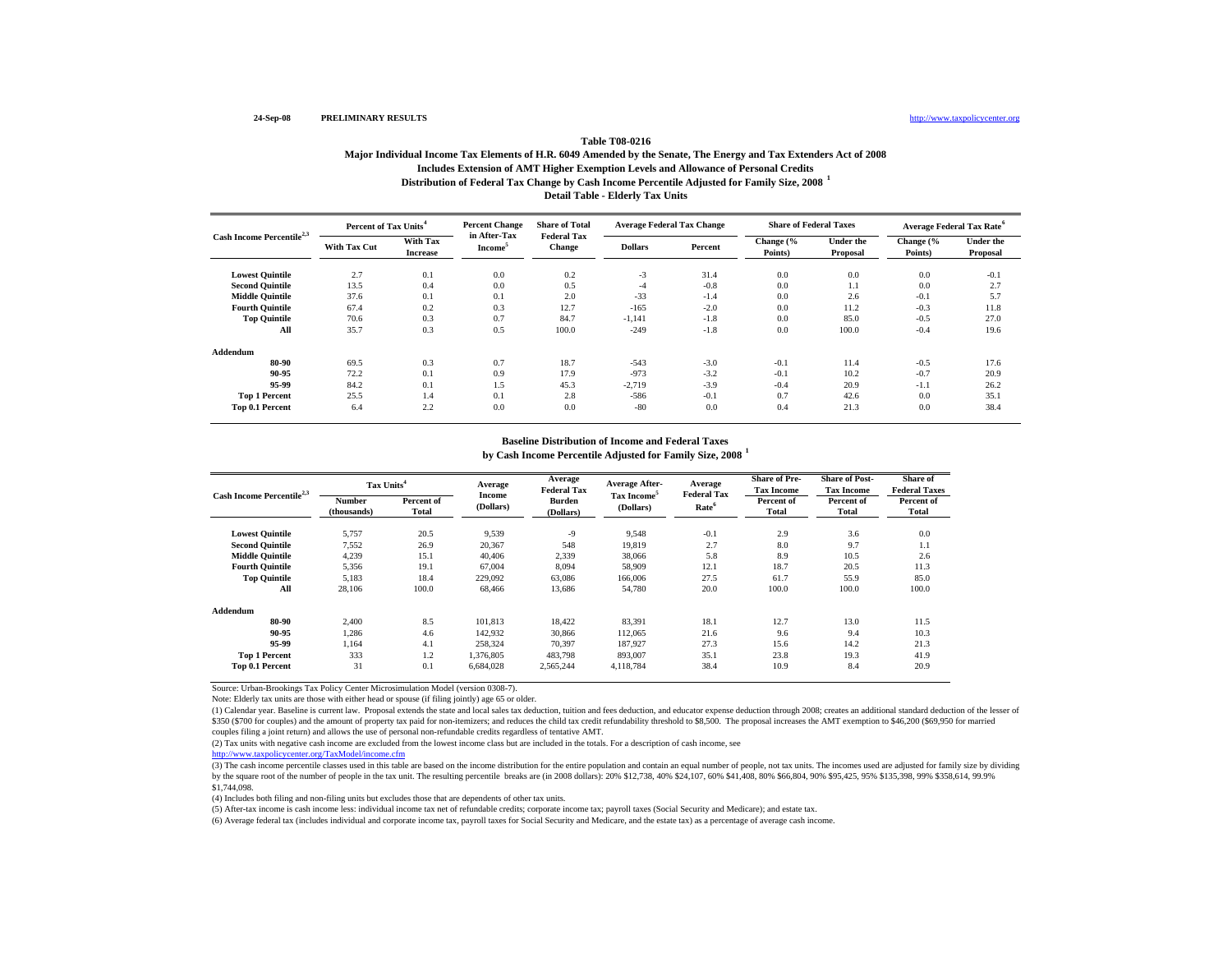24-Sep-08 **PRELIMINARY RESULTS** http://www.taxpolicycenter.org

**Table T08-0216**

**Major Individual Income Tax Elements of H.R. 6049 Amended by the Senate, The Energy and Tax Extenders Act of 2008**

**Includes Extension of AMT Higher Exemption Levels and Allowance of Personal Credits**

**Distribution of Federal Tax Change by Cash Income Percentile Adjusted for Family Size, 2008 [1]**

**Detail Table - Elderly Tax Units**

| Cash Income Percentile[2,3] | Percent of Tax Units[4] | | Percent Change in After-Tax Income[5] | Share of Total Federal Tax Change | Average Federal Tax Change | | Share of Federal Taxes | | Average Federal Tax Rate[6] | |
|---|---|---|---|---|---|---|---|---|---|---|
| | With Tax Cut | With Tax Increase | | | Dollars | Percent | Change (% Points) | Under the Proposal | Change (% Points) | Under the Proposal |
| Lowest Quintile | 2.7 | 0.1 | 0.0 | 0.2 | -3 | 31.4 | 0.0 | 0.0 | 0.0 | -0.1 |
| Second Quintile | 13.5 | 0.4 | 0.0 | 0.5 | -4 | -0.8 | 0.0 | 1.1 | 0.0 | 2.7 |
| Middle Quintile | 37.6 | 0.1 | 0.1 | 2.0 | -33 | -1.4 | 0.0 | 2.6 | -0.1 | 5.7 |
| Fourth Quintile | 67.4 | 0.2 | 0.3 | 12.7 | -165 | -2.0 | 0.0 | 11.2 | -0.3 | 11.8 |
| Top Quintile | 70.6 | 0.3 | 0.7 | 84.7 | -1,141 | -1.8 | 0.0 | 85.0 | -0.5 | 27.0 |
| All | 35.7 | 0.3 | 0.5 | 100.0 | -249 | -1.8 | 0.0 | 100.0 | -0.4 | 19.6 |
| **Addendum** | | | | | | | | | | |
| 80-90 | 69.5 | 0.3 | 0.7 | 18.7 | -543 | -3.0 | -0.1 | 11.4 | -0.5 | 17.6 |
| 90-95 | 72.2 | 0.1 | 0.9 | 17.9 | -973 | -3.2 | -0.1 | 10.2 | -0.7 | 20.9 |
| 95-99 | 84.2 | 0.1 | 1.5 | 45.3 | -2,719 | -3.9 | -0.4 | 20.9 | -1.1 | 26.2 |
| Top 1 Percent | 25.5 | 1.4 | 0.1 | 2.8 | -586 | -0.1 | 0.7 | 42.6 | 0.0 | 35.1 |
| Top 0.1 Percent | 6.4 | 2.2 | 0.0 | 0.0 | -80 | 0.0 | 0.4 | 21.3 | 0.0 | 38.4 |

**Baseline Distribution of Income and Federal Taxes**

**by Cash Income Percentile Adjusted for Family Size, 2008 [1]**

| Cash Income Percentile[2,3] | Tax Units[4] | | Average Income (Dollars) | Average Federal Tax Burden (Dollars) | Average After-Tax Income[5] (Dollars) | Average Federal Tax Rate[6] | Share of Pre-Tax Income | Share of Post-Tax Income | Share of Federal Taxes |
|---|---|---|---|---|---|---|---|---|---|
| | Number (thousands) | Percent of Total | | | | | Percent of Total | Percent of Total | Percent of Total |
| Lowest Quintile | 5,757 | 20.5 | 9,539 | -9 | 9,548 | -0.1 | 2.9 | 3.6 | 0.0 |
| Second Quintile | 7,552 | 26.9 | 20,367 | 548 | 19,819 | 2.7 | 8.0 | 9.7 | 1.1 |
| Middle Quintile | 4,239 | 15.1 | 40,406 | 2,339 | 38,066 | 5.8 | 8.9 | 10.5 | 2.6 |
| Fourth Quintile | 5,356 | 19.1 | 67,004 | 8,094 | 58,909 | 12.1 | 18.7 | 20.5 | 11.3 |
| Top Quintile | 5,183 | 18.4 | 229,092 | 63,086 | 166,006 | 27.5 | 61.7 | 55.9 | 85.0 |
| All | 28,106 | 100.0 | 68,466 | 13,686 | 54,780 | 20.0 | 100.0 | 100.0 | 100.0 |
| **Addendum** | | | | | | | | | |
| 80-90 | 2,400 | 8.5 | 101,813 | 18,422 | 83,391 | 18.1 | 12.7 | 13.0 | 11.5 |
| 90-95 | 1,286 | 4.6 | 142,932 | 30,866 | 112,065 | 21.6 | 9.6 | 9.4 | 10.3 |
| 95-99 | 1,164 | 4.1 | 258,324 | 70,397 | 187,927 | 27.3 | 15.6 | 14.2 | 21.3 |
| Top 1 Percent | 333 | 1.2 | 1,376,805 | 483,798 | 893,007 | 35.1 | 23.8 | 19.3 | 41.9 |
| Top 0.1 Percent | 31 | 0.1 | 6,684,028 | 2,565,244 | 4,118,784 | 38.4 | 10.9 | 8.4 | 20.9 |

Source: Urban-Brookings Tax Policy Center Microsimulation Model (version 0308-7).

Note: Elderly tax units are those with either head or spouse (if filing jointly) age 65 or older.

(1) Calendar year. Baseline is current law. Proposal extends the state and local sales tax deduction, tuition and fees deduction, and educator expense deduction through 2008; creates an additional standard deduction of the lesser of $350 ($700 for couples) and the amount of property tax paid for non-itemizers; and reduces the child tax credit refundability threshold to $8,500. The proposal increases the AMT exemption to $46,200 ($69,950 for married couples filing a joint return) and allows the use of personal non-refundable credits regardless of tentative AMT.

(2) Tax units with negative cash income are excluded from the lowest income class but are included in the totals. For a description of cash income, see http://www.taxpolicycenter.org/TaxModel/income.cfm

(3) The cash income percentile classes used in this table are based on the income distribution for the entire population and contain an equal number of people, not tax units. The incomes used are adjusted for family size by dividing by the square root of the number of people in the tax unit. The resulting percentile breaks are (in 2008 dollars): 20% $12,738, 40% $24,107, 60% $41,408, 80% $66,804, 90% $95,425, 95% $135,398, 99% $358,614, 99.9% $1,744,098.

(4) Includes both filing and non-filing units but excludes those that are dependents of other tax units.

(5) After-tax income is cash income less: individual income tax net of refundable credits; corporate income tax; payroll taxes (Social Security and Medicare); and estate tax.

(6) Average federal tax (includes individual and corporate income tax, payroll taxes for Social Security and Medicare, and the estate tax) as a percentage of average cash income.